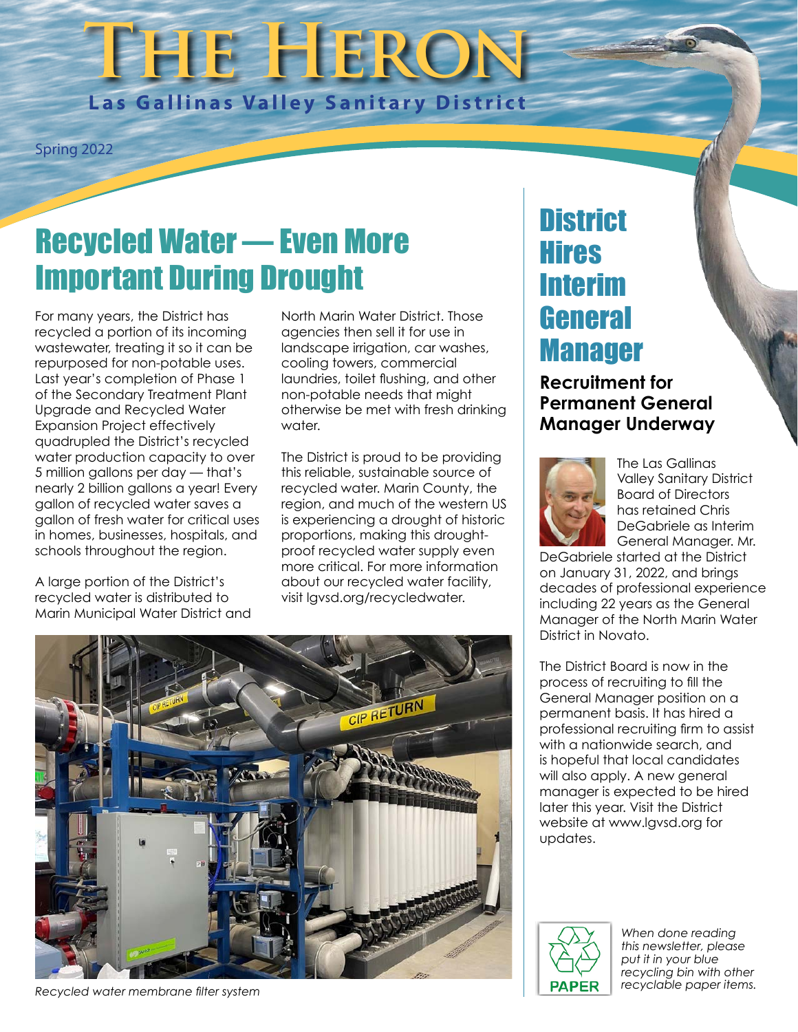# The Heron

**Las Gallinas Valley Sanitary District**

Spring 2022

## Recycled Water — Even More Important During Drought

For many years, the District has recycled a portion of its incoming wastewater, treating it so it can be repurposed for non-potable uses. Last year's completion of Phase 1 of the Secondary Treatment Plant Upgrade and Recycled Water Expansion Project effectively quadrupled the District's recycled water production capacity to over 5 million gallons per day — that's nearly 2 billion gallons a year! Every gallon of recycled water saves a gallon of fresh water for critical uses in homes, businesses, hospitals, and schools throughout the region.

A large portion of the District's recycled water is distributed to Marin Municipal Water District and North Marin Water District. Those agencies then sell it for use in landscape irrigation, car washes, cooling towers, commercial laundries, toilet flushing, and other non-potable needs that might otherwise be met with fresh drinking water.

The District is proud to be providing this reliable, sustainable source of recycled water. Marin County, the region, and much of the western US is experiencing a drought of historic proportions, making this drought-proof recycled water supply even more critical. For more information about our recycled water facility, visit lgvsd.org/recycledwater.

*Recycled water membrane filter system*

## District Hires Interim General Manager

### Recruitment for Permanent General Manager Underway

The Las Gallinas Valley Sanitary District Board of Directors has retained Chris DeGabriele as Interim General Manager. Mr. DeGabriele started at the District on January 31, 2022, and brings decades of professional experience including 22 years as the General Manager of the North Marin Water District in Novato.

The District Board is now in the process of recruiting to fill the General Manager position on a permanent basis. It has hired a professional recruiting firm to assist with a nationwide search, and is hopeful that local candidates will also apply. A new general manager is expected to be hired later this year. Visit the District website at www.lgvsd.org for updates.

PAPER

*When done reading this newsletter, please put it in your blue recycling bin with other recyclable paper items.*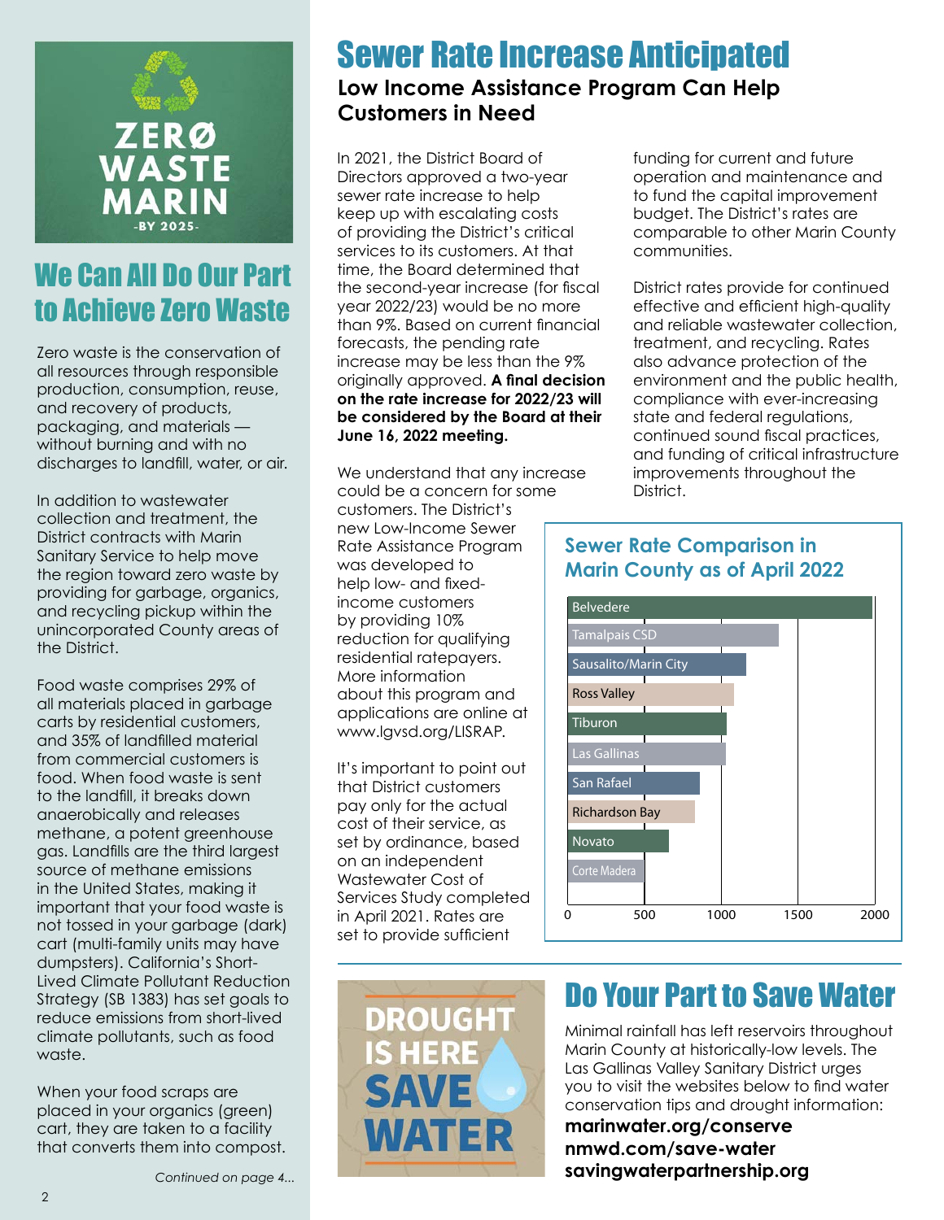ZERØ WASTE MARIN -BY 2025-

## We Can All Do Our Part to Achieve Zero Waste

Zero waste is the conservation of all resources through responsible production, consumption, reuse, and recovery of products, packaging, and materials — without burning and with no discharges to landfill, water, or air.

In addition to wastewater collection and treatment, the District contracts with Marin Sanitary Service to help move the region toward zero waste by providing for garbage, organics, and recycling pickup within the unincorporated County areas of the District.

Food waste comprises 29% of all materials placed in garbage carts by residential customers, and 35% of landfilled material from commercial customers is food. When food waste is sent to the landfill, it breaks down anaerobically and releases methane, a potent greenhouse gas. Landfills are the third largest source of methane emissions in the United States, making it important that your food waste is not tossed in your garbage (dark) cart (multi-family units may have dumpsters). California's Short-Lived Climate Pollutant Reduction Strategy (SB 1383) has set goals to reduce emissions from short-lived climate pollutants, such as food waste.

When your food scraps are placed in your organics (green) cart, they are taken to a facility that converts them into compost.

*Continued on page 4...*

# Sewer Rate Increase Anticipated

### Low Income Assistance Program Can Help Customers in Need

In 2021, the District Board of Directors approved a two-year sewer rate increase to help keep up with escalating costs of providing the District's critical services to its customers. At that time, the Board determined that the second-year increase (for fiscal year 2022/23) would be no more than 9%. Based on current financial forecasts, the pending rate increase may be less than the 9% originally approved. **A final decision on the rate increase for 2022/23 will be considered by the Board at their June 16, 2022 meeting.**

We understand that any increase could be a concern for some customers. The District's new Low-Income Sewer Rate Assistance Program was developed to help low- and fixed-income customers by providing 10% reduction for qualifying residential ratepayers. More information about this program and applications are online at www.lgvsd.org/LISRAP.

It's important to point out that District customers pay only for the actual cost of their service, as set by ordinance, based on an independent Wastewater Cost of Services Study completed in April 2021. Rates are set to provide sufficient funding for current and future operation and maintenance and to fund the capital improvement budget. The District's rates are comparable to other Marin County communities.

District rates provide for continued effective and efficient high-quality and reliable wastewater collection, treatment, and recycling. Rates also advance protection of the environment and the public health, compliance with ever-increasing state and federal regulations, continued sound fiscal practices, and funding of critical infrastructure improvements throughout the District.

### Sewer Rate Comparison in Marin County as of April 2022

| Agency | Approx. Annual Rate |
|---|---|
| Belvedere | ~1990 |
| Tamalpais CSD | ~1370 |
| Sausalito/Marin City | ~1160 |
| Ross Valley | ~1080 |
| Tiburon | ~1040 |
| Las Gallinas | ~1030 |
| San Rafael | ~860 |
| Richardson Bay | ~830 |
| Novato | ~660 |
| Corte Madera | ~500 |

## Do Your Part to Save Water

DROUGHT IS HERE SAVE WATER

Minimal rainfall has left reservoirs throughout Marin County at historically-low levels. The Las Gallinas Valley Sanitary District urges you to visit the websites below to find water conservation tips and drought information:

**marinwater.org/conserve**
**nmwd.com/save-water**
**savingwaterpartnership.org**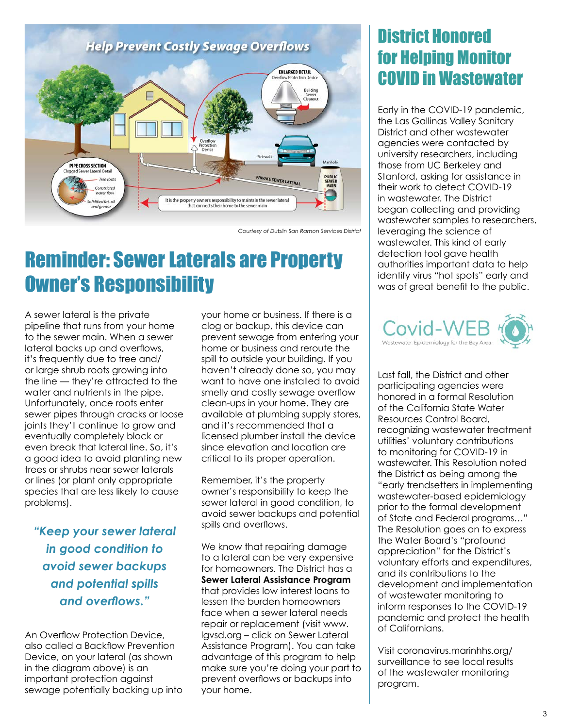Courtesy of Dublin San Ramon Services District

# Reminder: Sewer Laterals are Property Owner's Responsibility

A sewer lateral is the private pipeline that runs from your home to the sewer main. When a sewer lateral backs up and overflows, it's frequently due to tree and/or large shrub roots growing into the line — they're attracted to the water and nutrients in the pipe. Unfortunately, once roots enter sewer pipes through cracks or loose joints they'll continue to grow and eventually completely block or even break that lateral line. So, it's a good idea to avoid planting new trees or shrubs near sewer laterals or lines (or plant only appropriate species that are less likely to cause problems).

*"Keep your sewer lateral in good condition to avoid sewer backups and potential spills and overflows."*

An Overflow Protection Device, also called a Backflow Prevention Device, on your lateral (as shown in the diagram above) is an important protection against sewage potentially backing up into your home or business. If there is a clog or backup, this device can prevent sewage from entering your home or business and reroute the spill to outside your building. If you haven't already done so, you may want to have one installed to avoid smelly and costly sewage overflow clean-ups in your home. They are available at plumbing supply stores, and it's recommended that a licensed plumber install the device since elevation and location are critical to its proper operation.

Remember, it's the property owner's responsibility to keep the sewer lateral in good condition, to avoid sewer backups and potential spills and overflows.

We know that repairing damage to a lateral can be very expensive for homeowners. The District has a **Sewer Lateral Assistance Program** that provides low interest loans to lessen the burden homeowners face when a sewer lateral needs repair or replacement (visit www.lgvsd.org – click on Sewer Lateral Assistance Program). You can take advantage of this program to help make sure you're doing your part to prevent overflows or backups into your home.

# District Honored for Helping Monitor COVID in Wastewater

Early in the COVID-19 pandemic, the Las Gallinas Valley Sanitary District and other wastewater agencies were contacted by university researchers, including those from UC Berkeley and Stanford, asking for assistance in their work to detect COVID-19 in wastewater. The District began collecting and providing wastewater samples to researchers, leveraging the science of wastewater. This kind of early detection tool gave health authorities important data to help identify virus "hot spots" early and was of great benefit to the public.

Last fall, the District and other participating agencies were honored in a formal Resolution of the California State Water Resources Control Board, recognizing wastewater treatment utilities' voluntary contributions to monitoring for COVID-19 in wastewater. This Resolution noted the District as being among the "early trendsetters in implementing wastewater-based epidemiology prior to the formal development of State and Federal programs…" The Resolution goes on to express the Water Board's "profound appreciation" for the District's voluntary efforts and expenditures, and its contributions to the development and implementation of wastewater monitoring to inform responses to the COVID-19 pandemic and protect the health of Californians.

Visit coronavirus.marinhhs.org/surveillance to see local results of the wastewater monitoring program.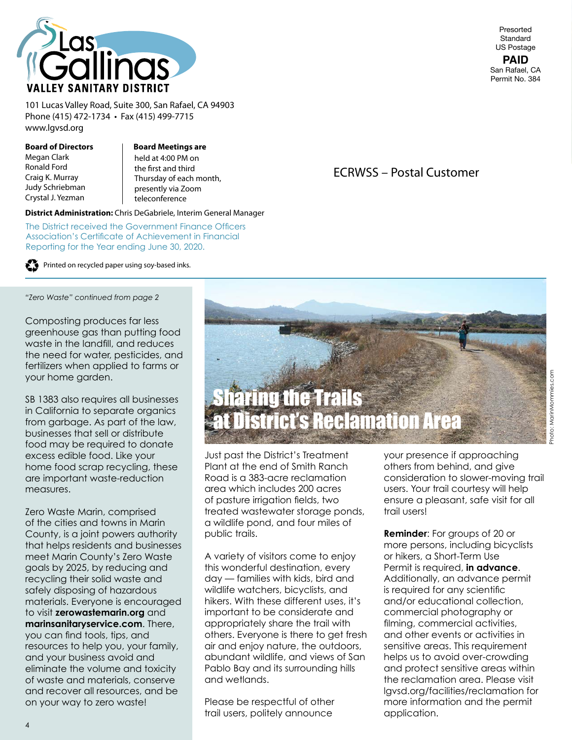# Las Gallinas VALLEY SANITARY DISTRICT

101 Lucas Valley Road, Suite 300, San Rafael, CA 94903
Phone (415) 472-1734 • Fax (415) 499-7715
www.lgvsd.org

Presorted
Standard
US Postage
**PAID**
San Rafael, CA
Permit No. 384

**Board of Directors**
Megan Clark
Ronald Ford
Craig K. Murray
Judy Schriebman
Crystal J. Yezman

**Board Meetings are** held at 4:00 PM on the first and third Thursday of each month, presently via Zoom teleconference

ECRWSS – Postal Customer

**District Administration:** Chris DeGabriele, Interim General Manager

The District received the Government Finance Officers Association's Certificate of Achievement in Financial Reporting for the Year ending June 30, 2020.

Printed on recycled paper using soy-based inks.

*"Zero Waste" continued from page 2*

Composting produces far less greenhouse gas than putting food waste in the landfill, and reduces the need for water, pesticides, and fertilizers when applied to farms or your home garden.

SB 1383 also requires all businesses in California to separate organics from garbage. As part of the law, businesses that sell or distribute food may be required to donate excess edible food. Like your home food scrap recycling, these are important waste-reduction measures.

Zero Waste Marin, comprised of the cities and towns in Marin County, is a joint powers authority that helps residents and businesses meet Marin County's Zero Waste goals by 2025, by reducing and recycling their solid waste and safely disposing of hazardous materials. Everyone is encouraged to visit **zerowastemarin.org** and **marinsanitaryservice.com**. There, you can find tools, tips, and resources to help you, your family, and your business avoid and eliminate the volume and toxicity of waste and materials, conserve and recover all resources, and be on your way to zero waste!

## Sharing the Trails at District's Reclamation Area

Photo: MarinMommies.com

Just past the District's Treatment Plant at the end of Smith Ranch Road is a 383-acre reclamation area which includes 200 acres of pasture irrigation fields, two treated wastewater storage ponds, a wildlife pond, and four miles of public trails.

A variety of visitors come to enjoy this wonderful destination, every day — families with kids, bird and wildlife watchers, bicyclists, and hikers. With these different uses, it's important to be considerate and appropriately share the trail with others. Everyone is there to get fresh air and enjoy nature, the outdoors, abundant wildlife, and views of San Pablo Bay and its surrounding hills and wetlands.

Please be respectful of other trail users, politely announce your presence if approaching others from behind, and give consideration to slower-moving trail users. Your trail courtesy will help ensure a pleasant, safe visit for all trail users!

**Reminder**: For groups of 20 or more persons, including bicyclists or hikers, a Short-Term Use Permit is required, **in advance**. Additionally, an advance permit is required for any scientific and/or educational collection, commercial photography or filming, commercial activities, and other events or activities in sensitive areas. This requirement helps us to avoid over-crowding and protect sensitive areas within the reclamation area. Please visit lgvsd.org/facilities/reclamation for more information and the permit application.